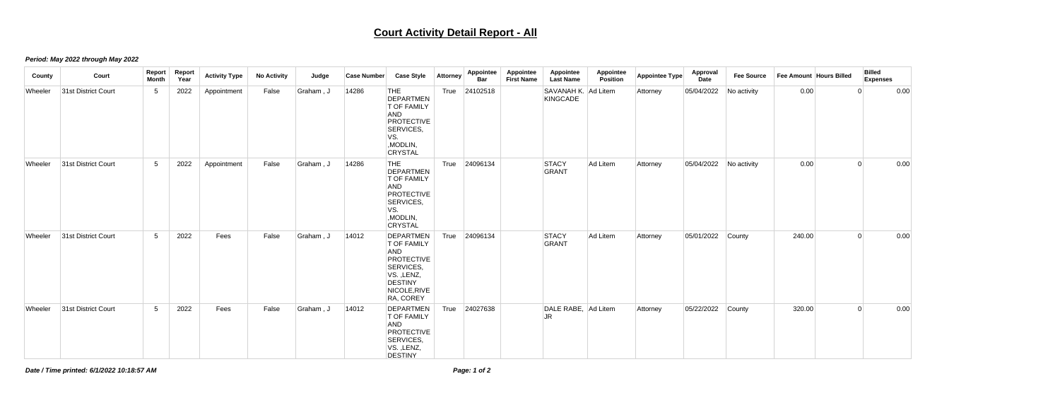# Court Activity Detail Report - All

***Period: May 2022 through May 2022***

| County | Court | Report Month | Report Year | Activity Type | No Activity | Judge | Case Number | Case Style | Attorney | Appointee Bar | Appointee First Name | Appointee Last Name | Appointee Position | Appointee Type | Approval Date | Fee Source | Fee Amount | Hours Billed | Billed Expenses |
|---|---|---|---|---|---|---|---|---|---|---|---|---|---|---|---|---|---|---|---|
| Wheeler | 31st District Court | 5 | 2022 | Appointment | False | Graham , J | 14286 | THE DEPARTMENT OF FAMILY AND PROTECTIVE SERVICES, VS. ,MODLIN, CRYSTAL | True | 24102518 | | SAVANAH K. KINGCADE | Ad Litem | Attorney | 05/04/2022 | No activity | 0.00 | 0 | 0.00 |
| Wheeler | 31st District Court | 5 | 2022 | Appointment | False | Graham , J | 14286 | THE DEPARTMENT OF FAMILY AND PROTECTIVE SERVICES, VS. ,MODLIN, CRYSTAL | True | 24096134 | | STACY GRANT | Ad Litem | Attorney | 05/04/2022 | No activity | 0.00 | 0 | 0.00 |
| Wheeler | 31st District Court | 5 | 2022 | Fees | False | Graham , J | 14012 | DEPARTMENT OF FAMILY AND PROTECTIVE SERVICES, VS. ,LENZ, DESTINY NICOLE,RIVERA, COREY | True | 24096134 | | STACY GRANT | Ad Litem | Attorney | 05/01/2022 | County | 240.00 | 0 | 0.00 |
| Wheeler | 31st District Court | 5 | 2022 | Fees | False | Graham , J | 14012 | DEPARTMENT OF FAMILY AND PROTECTIVE SERVICES, VS. ,LENZ, DESTINY | True | 24027638 | | DALE RABE, JR | Ad Litem | Attorney | 05/22/2022 | County | 320.00 | 0 | 0.00 |

***Date / Time printed: 6/1/2022 10:18:57 AM***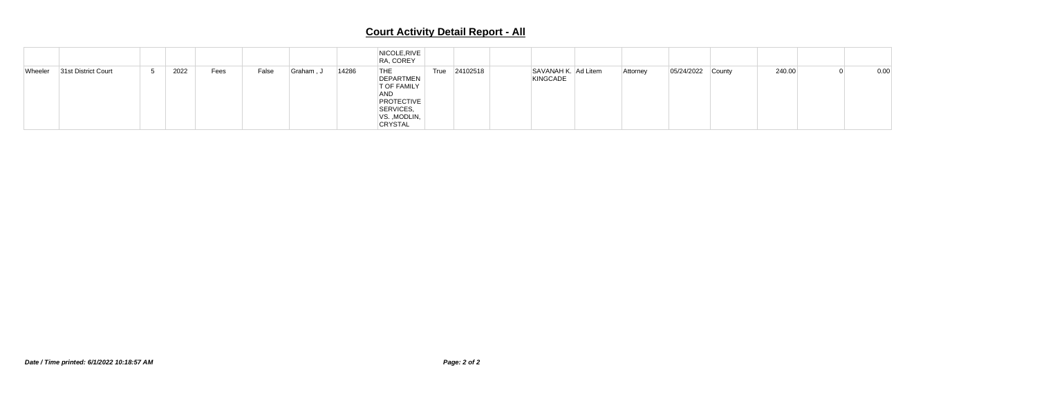## Court Activity Detail Report - All

| | | | | | | | | | | | | | | | | | | | |
|---|---|---|---|---|---|---|---|---|---|---|---|---|---|---|---|---|---|---|---|
| | | | | | | | | NICOLE,RIVERA, COREY | | | | | | | | | | | |
| Wheeler | 31st District Court | 5 | 2022 | Fees | False | Graham , J | 14286 | THE DEPARTMENT OF FAMILY AND PROTECTIVE SERVICES, VS. ,MODLIN, CRYSTAL | True | 24102518 | | SAVANAH K. KINGCADE | Ad Litem | Attorney | 05/24/2022 | County | 240.00 | 0 | 0.00 |